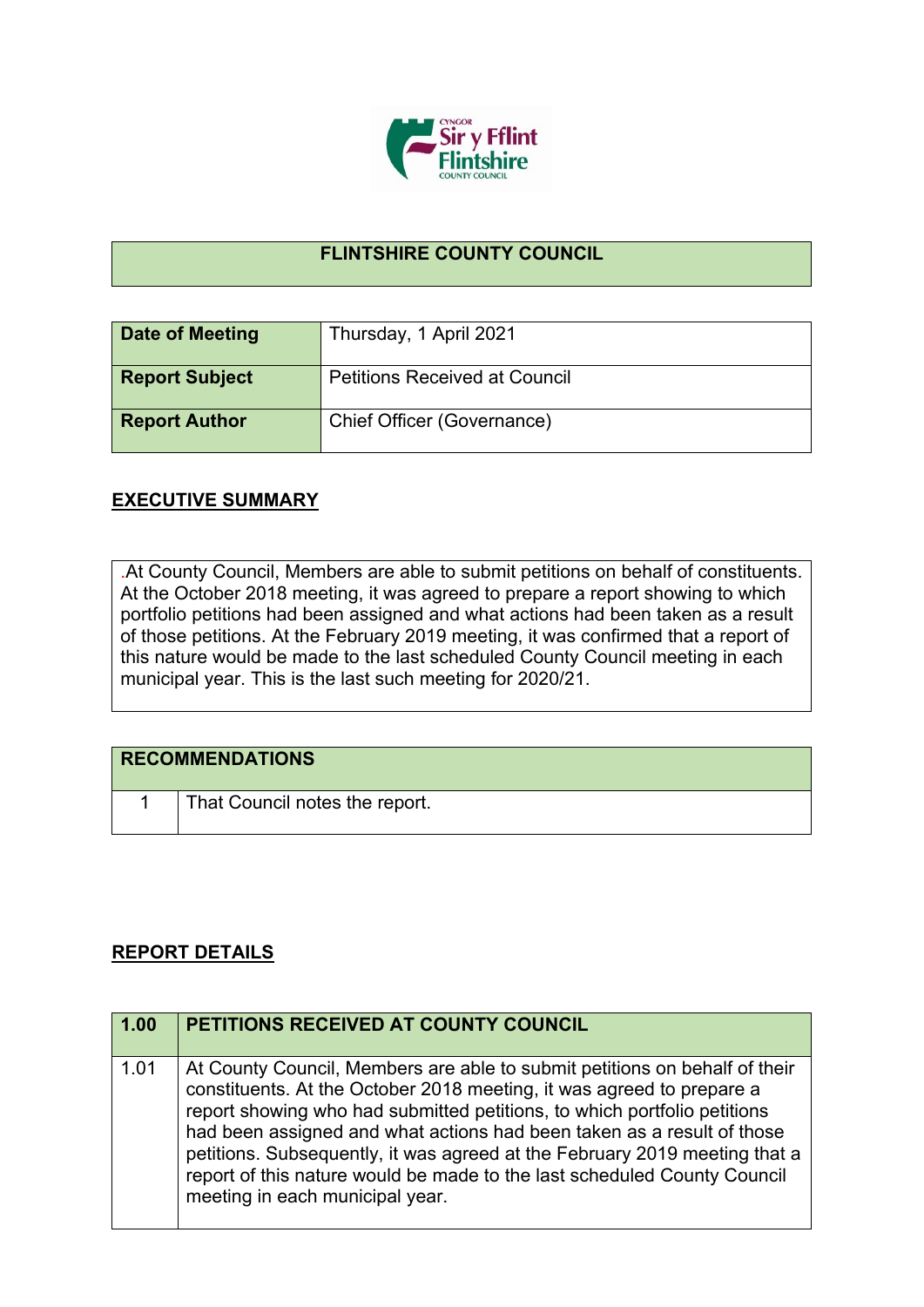# FLINTSHIRE COUNTY COUNCIL

| Date of Meeting | Thursday, 1 April 2021 |
|---|---|
| Report Subject | Petitions Received at Council |
| Report Author | Chief Officer (Governance) |

## EXECUTIVE SUMMARY

.At County Council, Members are able to submit petitions on behalf of constituents. At the October 2018 meeting, it was agreed to prepare a report showing to which portfolio petitions had been assigned and what actions had been taken as a result of those petitions. At the February 2019 meeting, it was confirmed that a report of this nature would be made to the last scheduled County Council meeting in each municipal year. This is the last such meeting for 2020/21.

| RECOMMENDATIONS | |
|---|---|
| 1 | That Council notes the report. |

## REPORT DETAILS

| 1.00 | PETITIONS RECEIVED AT COUNTY COUNCIL |
|---|---|
| 1.01 | At County Council, Members are able to submit petitions on behalf of their constituents. At the October 2018 meeting, it was agreed to prepare a report showing who had submitted petitions, to which portfolio petitions had been assigned and what actions had been taken as a result of those petitions. Subsequently, it was agreed at the February 2019 meeting that a report of this nature would be made to the last scheduled County Council meeting in each municipal year. |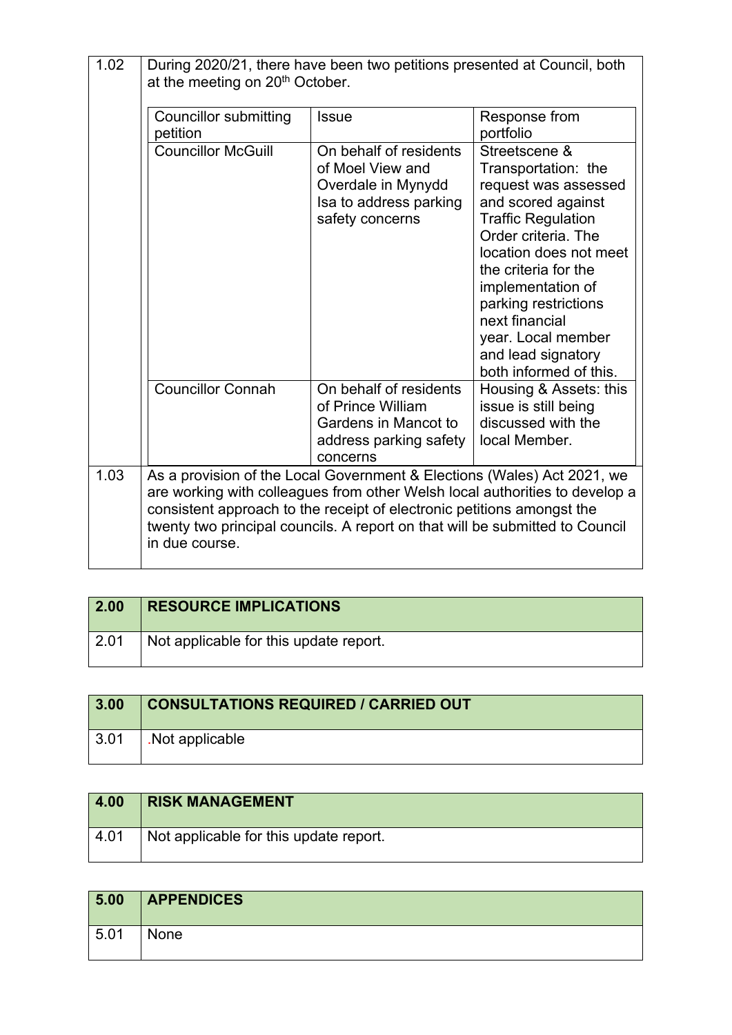1.02 During 2020/21, there have been two petitions presented at Council, both at the meeting on 20th October.

| Councillor submitting petition | Issue | Response from portfolio |
|---|---|---|
| Councillor McGuill | On behalf of residents of Moel View and Overdale in Mynydd Isa to address parking safety concerns | Streetscene & Transportation: the request was assessed and scored against Traffic Regulation Order criteria. The location does not meet the criteria for the implementation of parking restrictions next financial year. Local member and lead signatory both informed of this. |
| Councillor Connah | On behalf of residents of Prince William Gardens in Mancot to address parking safety concerns | Housing & Assets: this issue is still being discussed with the local Member. |

1.03 As a provision of the Local Government & Elections (Wales) Act 2021, we are working with colleagues from other Welsh local authorities to develop a consistent approach to the receipt of electronic petitions amongst the twenty two principal councils. A report on that will be submitted to Council in due course.

## 2.00 RESOURCE IMPLICATIONS

2.01 Not applicable for this update report.

## 3.00 CONSULTATIONS REQUIRED / CARRIED OUT

3.01 .Not applicable

## 4.00 RISK MANAGEMENT

4.01 Not applicable for this update report.

## 5.00 APPENDICES

5.01 None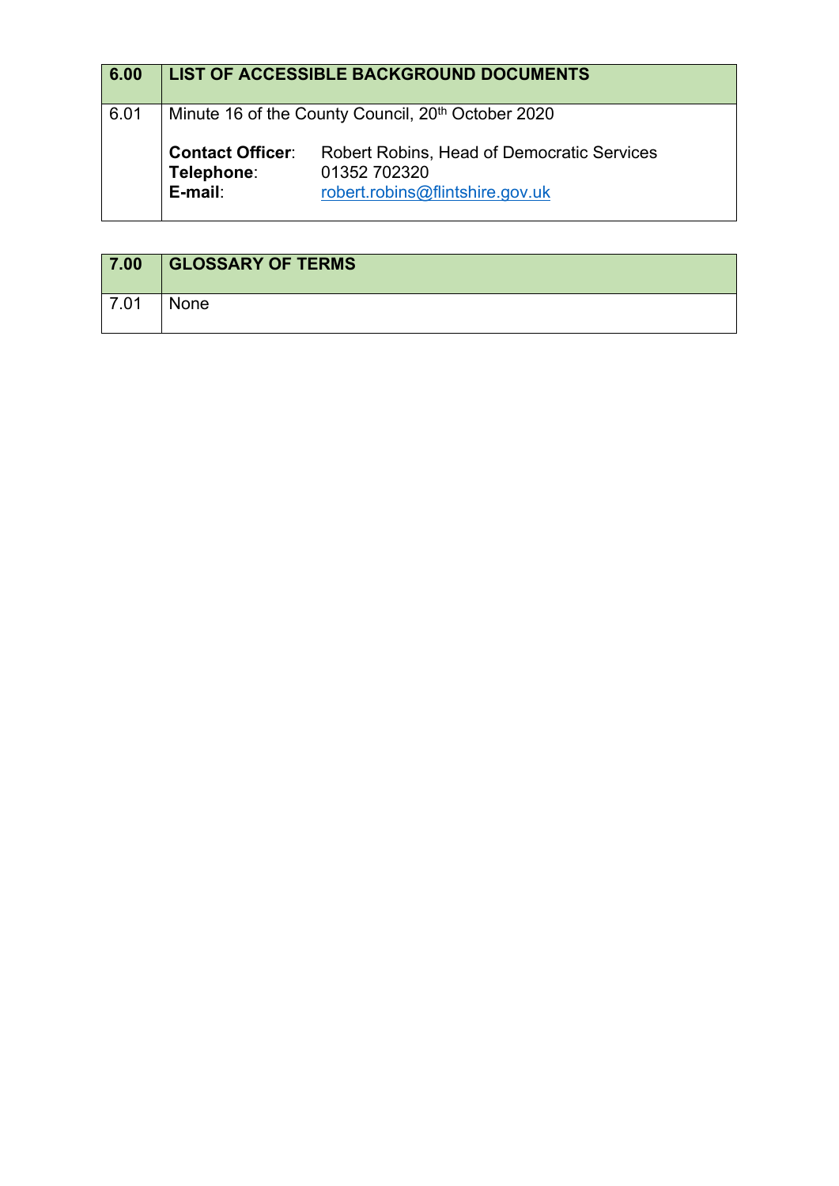| 6.00 | LIST OF ACCESSIBLE BACKGROUND DOCUMENTS |
|---|---|
| 6.01 | Minute 16 of the County Council, 20th October 2020<br><br>**Contact Officer**: Robert Robins, Head of Democratic Services<br>**Telephone**: 01352 702320<br>**E-mail**: robert.robins@flintshire.gov.uk |

| 7.00 | GLOSSARY OF TERMS |
|---|---|
| 7.01 | None |